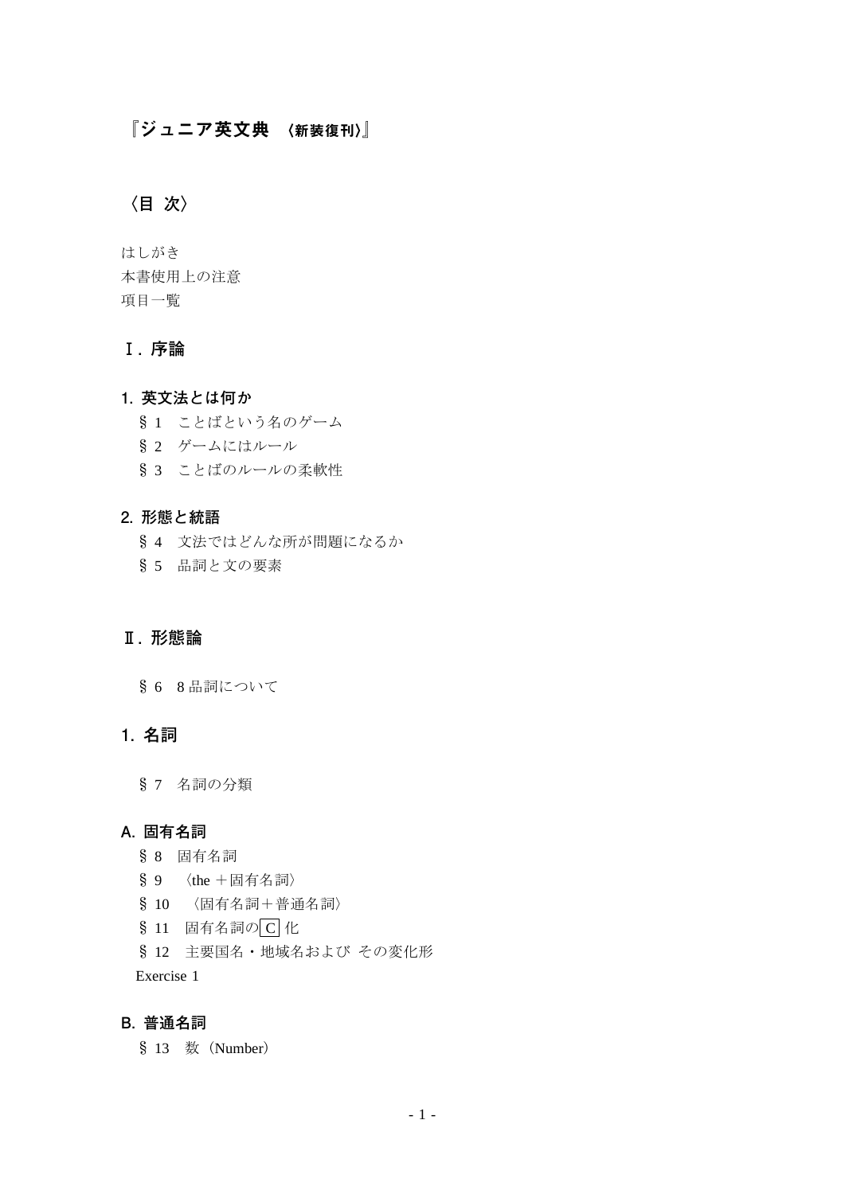# 『ジュニア英文典 〈新装復刊〉』

## 〈目 次〉

はしがき
本書使用上の注意
項目一覧

## Ⅰ. 序論

### 1. 英文法とは何か

§ 1　ことばという名のゲーム
§ 2　ゲームにはルール
§ 3　ことばのルールの柔軟性

### 2. 形態と統語

§ 4　文法ではどんな所が問題になるか
§ 5　品詞と文の要素

## Ⅱ. 形態論

§ 6　8 品詞について

### 1. 名詞

§ 7　名詞の分類

#### A. 固有名詞

§ 8　固有名詞
§ 9　〈the ＋固有名詞〉
§ 10　〈固有名詞＋普通名詞〉
§ 11　固有名詞の C 化
§ 12　主要国名・地域名および その変化形
Exercise 1

#### B. 普通名詞

§ 13　数（Number）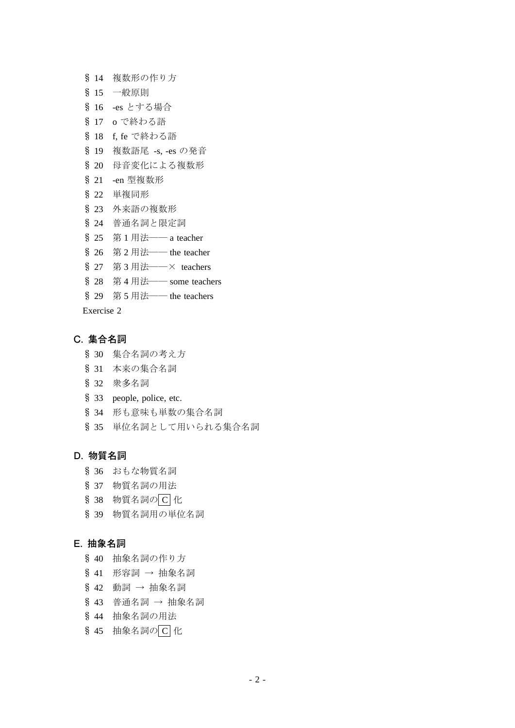§ 14　複数形の作り方

§ 15　一般原則

§ 16　-es とする場合

§ 17　o で終わる語

§ 18　f, fe で終わる語

§ 19　複数語尾 -s, -es の発音

§ 20　母音変化による複数形

§ 21　-en 型複数形

§ 22　単複同形

§ 23　外来語の複数形

§ 24　普通名詞と限定詞

§ 25　第 1 用法―― a teacher

§ 26　第 2 用法―― the teacher

§ 27　第 3 用法――× teachers

§ 28　第 4 用法―― some teachers

§ 29　第 5 用法―― the teachers

Exercise 2

### C. 集合名詞

§ 30　集合名詞の考え方

§ 31　本来の集合名詞

§ 32　衆多名詞

§ 33　people, police, etc.

§ 34　形も意味も単数の集合名詞

§ 35　単位名詞として用いられる集合名詞

### D. 物質名詞

§ 36　おもな物質名詞

§ 37　物質名詞の用法

§ 38　物質名詞の C 化

§ 39　物質名詞用の単位名詞

### E. 抽象名詞

§ 40　抽象名詞の作り方

§ 41　形容詞 → 抽象名詞

§ 42　動詞 → 抽象名詞

§ 43　普通名詞 → 抽象名詞

§ 44　抽象名詞の用法

§ 45　抽象名詞の C 化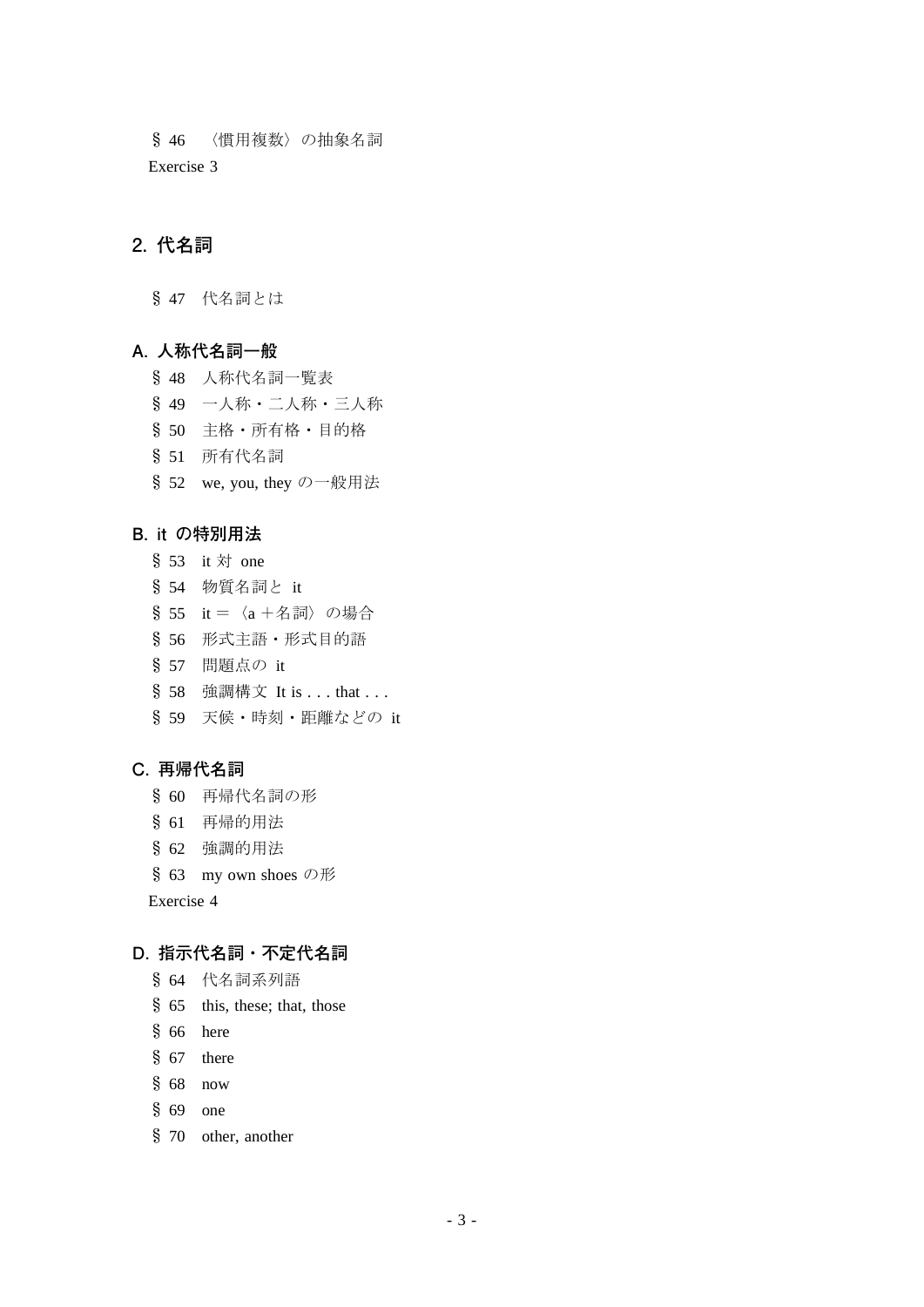§ 46　〈慣用複数〉の抽象名詞

Exercise 3

## 2. 代名詞

§ 47　代名詞とは

### A. 人称代名詞一般

§ 48　人称代名詞一覧表

§ 49　一人称・二人称・三人称

§ 50　主格・所有格・目的格

§ 51　所有代名詞

§ 52　we, you, they の一般用法

### B. it の特別用法

§ 53　it 対 one

§ 54　物質名詞と it

§ 55　it ＝〈a ＋名詞〉の場合

§ 56　形式主語・形式目的語

§ 57　問題点の it

§ 58　強調構文 It is . . . that . . .

§ 59　天候・時刻・距離などの it

### C. 再帰代名詞

§ 60　再帰代名詞の形

§ 61　再帰的用法

§ 62　強調的用法

§ 63　my own shoes の形

Exercise 4

### D. 指示代名詞・不定代名詞

§ 64　代名詞系列語

§ 65　this, these; that, those

§ 66　here

§ 67　there

§ 68　now

§ 69　one

§ 70　other, another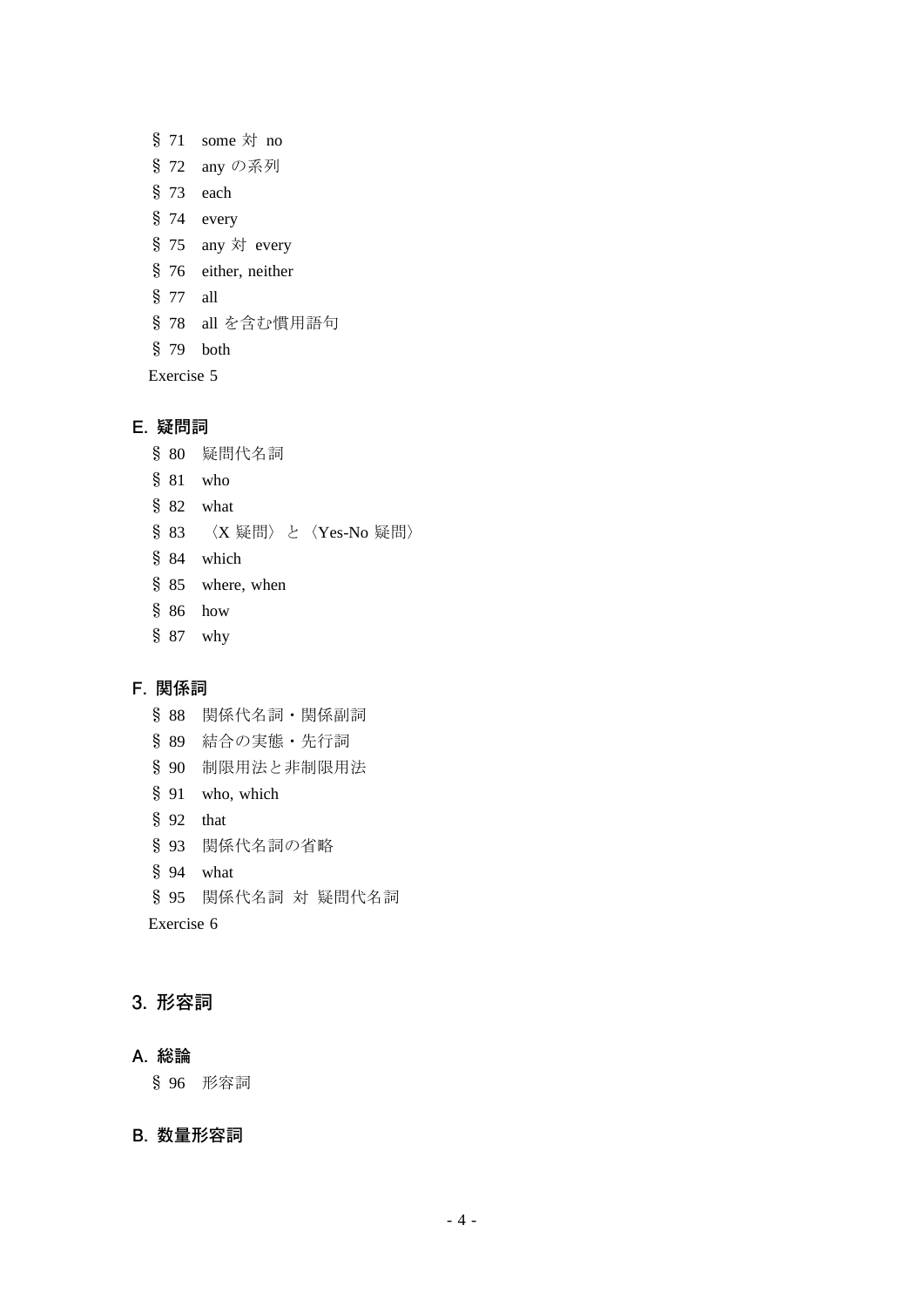§ 71　some 対 no
§ 72　any の系列
§ 73　each
§ 74　every
§ 75　any 対 every
§ 76　either, neither
§ 77　all
§ 78　all を含む慣用語句
§ 79　both

Exercise 5

### E. 疑問詞

§ 80　疑問代名詞
§ 81　who
§ 82　what
§ 83　〈X 疑問〉と〈Yes-No 疑問〉
§ 84　which
§ 85　where, when
§ 86　how
§ 87　why

### F. 関係詞

§ 88　関係代名詞・関係副詞
§ 89　結合の実態・先行詞
§ 90　制限用法と非制限用法
§ 91　who, which
§ 92　that
§ 93　関係代名詞の省略
§ 94　what
§ 95　関係代名詞 対 疑問代名詞

Exercise 6

## 3. 形容詞

### A. 総論

§ 96　形容詞

### B. 数量形容詞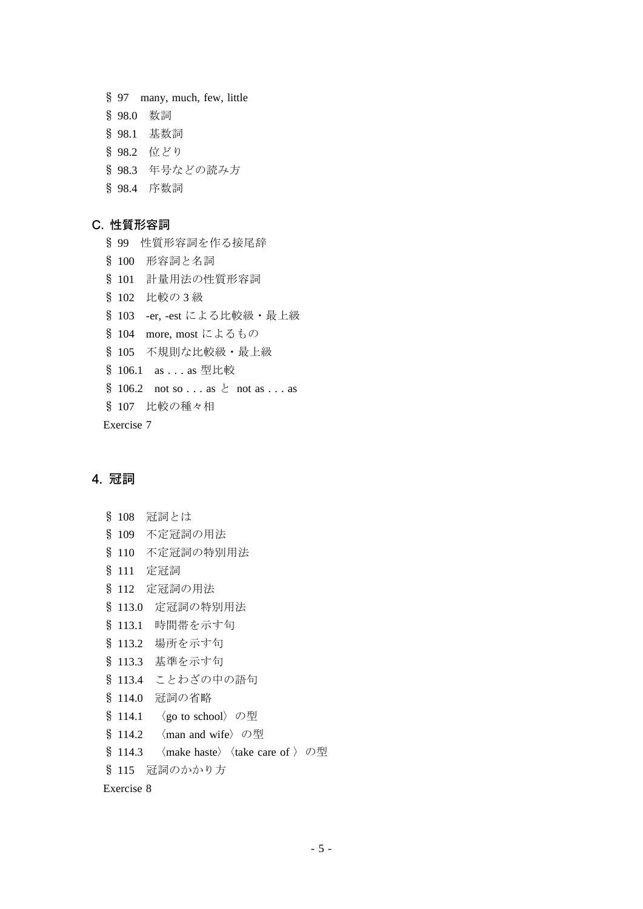§ 97　many, much, few, little

§ 98.0　数詞

§ 98.1　基数詞

§ 98.2　位どり

§ 98.3　年号などの読み方

§ 98.4　序数詞

### C. 性質形容詞

§ 99　性質形容詞を作る接尾辞

§ 100　形容詞と名詞

§ 101　計量用法の性質形容詞

§ 102　比較の 3 級

§ 103　-er, -est による比較級・最上級

§ 104　more, most によるもの

§ 105　不規則な比較級・最上級

§ 106.1　as . . . as 型比較

§ 106.2　not so . . . as と not as . . . as

§ 107　比較の種々相

Exercise 7

## 4. 冠詞

§ 108　冠詞とは

§ 109　不定冠詞の用法

§ 110　不定冠詞の特別用法

§ 111　定冠詞

§ 112　定冠詞の用法

§ 113.0　定冠詞の特別用法

§ 113.1　時間帯を示す句

§ 113.2　場所を示す句

§ 113.3　基準を示す句

§ 113.4　ことわざの中の語句

§ 114.0　冠詞の省略

§ 114.1　〈go to school〉の型

§ 114.2　〈man and wife〉の型

§ 114.3　〈make haste〉〈take care of 〉の型

§ 115　冠詞のかかり方

Exercise 8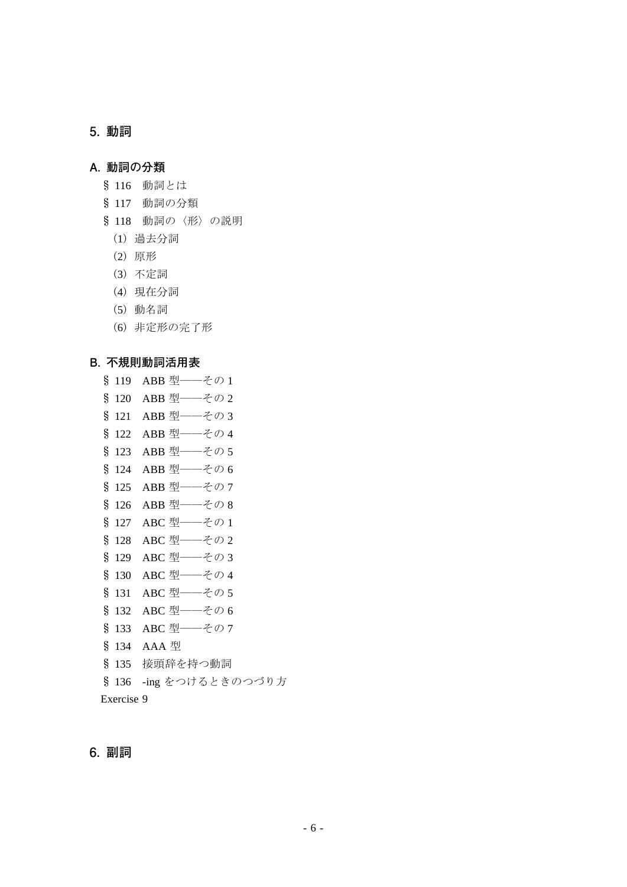## 5. 動詞

### A. 動詞の分類

§ 116　動詞とは

§ 117　動詞の分類

§ 118　動詞の〈形〉の説明

（1）過去分詞

（2）原形

（3）不定詞

（4）現在分詞

（5）動名詞

（6）非定形の完了形

### B. 不規則動詞活用表

§ 119　ABB 型――その 1

§ 120　ABB 型――その 2

§ 121　ABB 型――その 3

§ 122　ABB 型――その 4

§ 123　ABB 型――その 5

§ 124　ABB 型――その 6

§ 125　ABB 型――その 7

§ 126　ABB 型――その 8

§ 127　ABC 型――その 1

§ 128　ABC 型――その 2

§ 129　ABC 型――その 3

§ 130　ABC 型――その 4

§ 131　ABC 型――その 5

§ 132　ABC 型――その 6

§ 133　ABC 型――その 7

§ 134　AAA 型

§ 135　接頭辞を持つ動詞

§ 136　-ing をつけるときのつづり方

Exercise 9

## 6. 副詞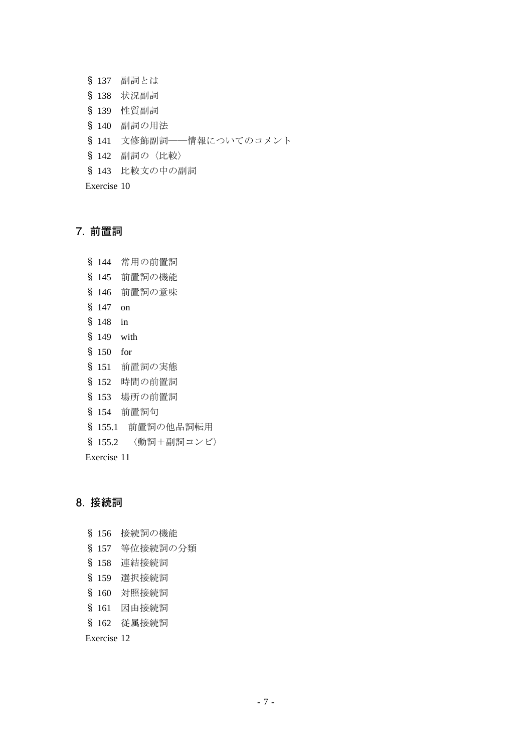§ 137　副詞とは

§ 138　状況副詞

§ 139　性質副詞

§ 140　副詞の用法

§ 141　文修飾副詞――情報についてのコメント

§ 142　副詞の〈比較〉

§ 143　比較文の中の副詞

Exercise 10

## 7. 前置詞

§ 144　常用の前置詞

§ 145　前置詞の機能

§ 146　前置詞の意味

§ 147　on

§ 148　in

§ 149　with

§ 150　for

§ 151　前置詞の実態

§ 152　時間の前置詞

§ 153　場所の前置詞

§ 154　前置詞句

§ 155.1　前置詞の他品詞転用

§ 155.2　〈動詞＋副詞コンビ〉

Exercise 11

## 8. 接続詞

§ 156　接続詞の機能

§ 157　等位接続詞の分類

§ 158　連結接続詞

§ 159　選択接続詞

§ 160　対照接続詞

§ 161　因由接続詞

§ 162　従属接続詞

Exercise 12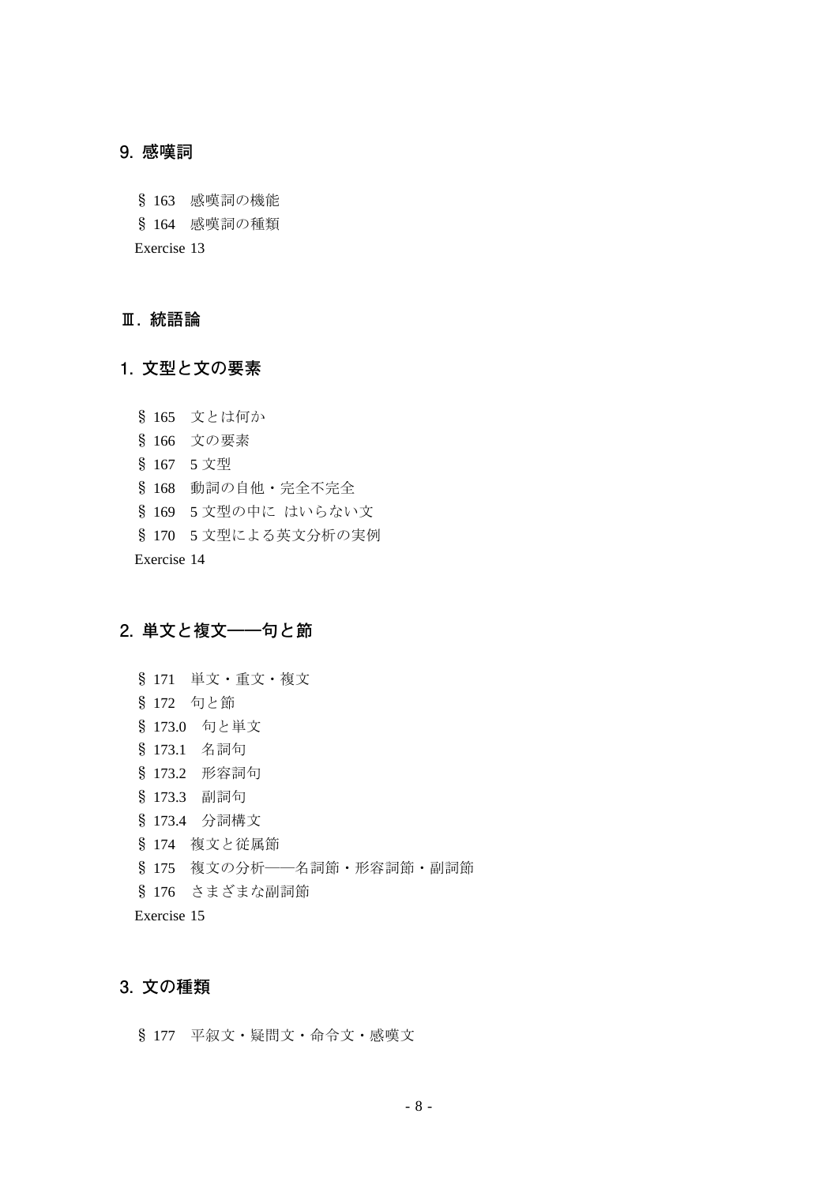## 9. 感嘆詞

§ 163　感嘆詞の機能
§ 164　感嘆詞の種類
Exercise 13

# Ⅲ. 統語論

## 1. 文型と文の要素

§ 165　文とは何か
§ 166　文の要素
§ 167　5 文型
§ 168　動詞の自他・完全不完全
§ 169　5 文型の中に はいらない文
§ 170　5 文型による英文分析の実例
Exercise 14

## 2. 単文と複文――句と節

§ 171　単文・重文・複文
§ 172　句と節
§ 173.0　句と単文
§ 173.1　名詞句
§ 173.2　形容詞句
§ 173.3　副詞句
§ 173.4　分詞構文
§ 174　複文と従属節
§ 175　複文の分析――名詞節・形容詞節・副詞節
§ 176　さまざまな副詞節
Exercise 15

## 3. 文の種類

§ 177　平叙文・疑問文・命令文・感嘆文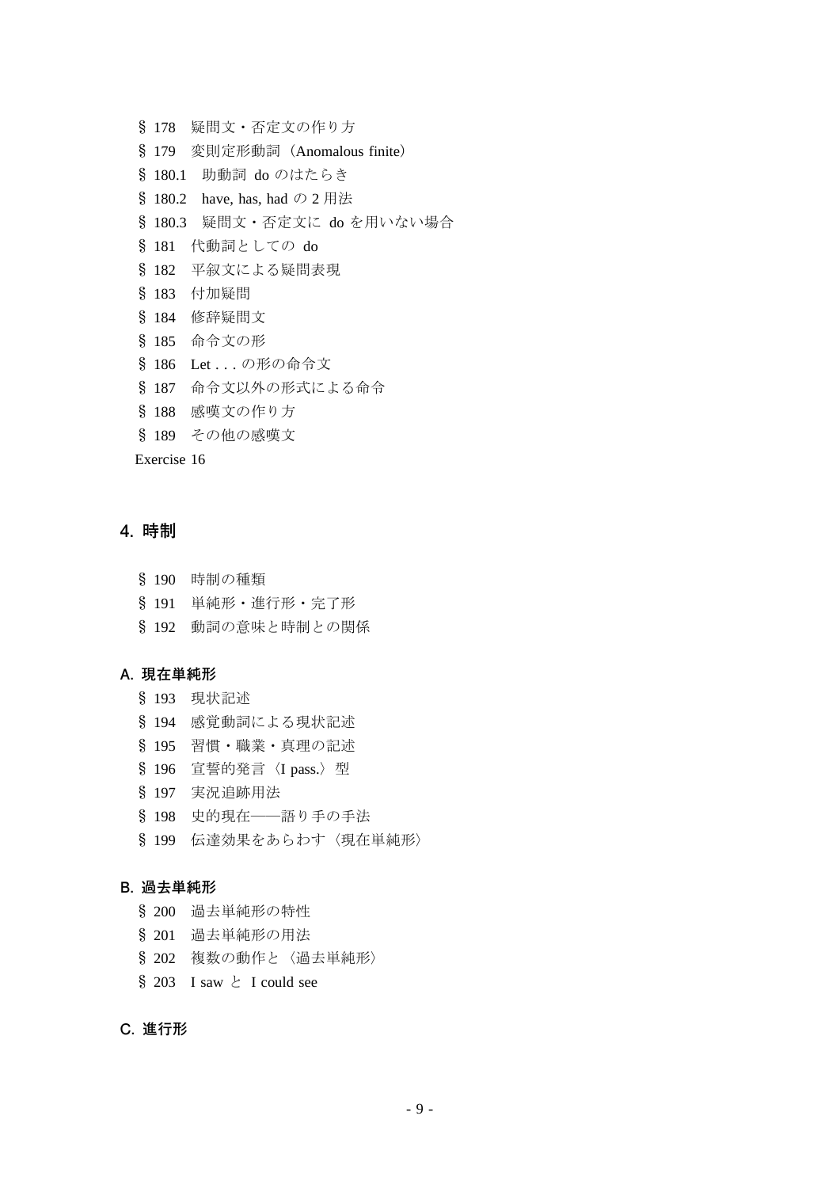§ 178　疑問文・否定文の作り方

§ 179　変則定形動詞（Anomalous finite）

§ 180.1　助動詞 do のはたらき

§ 180.2　have, has, had の 2 用法

§ 180.3　疑問文・否定文に do を用いない場合

§ 181　代動詞としての do

§ 182　平叙文による疑問表現

§ 183　付加疑問

§ 184　修辞疑問文

§ 185　命令文の形

§ 186　Let . . . の形の命令文

§ 187　命令文以外の形式による命令

§ 188　感嘆文の作り方

§ 189　その他の感嘆文

Exercise 16

## 4. 時制

§ 190　時制の種類

§ 191　単純形・進行形・完了形

§ 192　動詞の意味と時制との関係

### A. 現在単純形

§ 193　現状記述

§ 194　感覚動詞による現状記述

§ 195　習慣・職業・真理の記述

§ 196　宣誓的発言〈I pass.〉型

§ 197　実況追跡用法

§ 198　史的現在――語り手の手法

§ 199　伝達効果をあらわす〈現在単純形〉

### B. 過去単純形

§ 200　過去単純形の特性

§ 201　過去単純形の用法

§ 202　複数の動作と〈過去単純形〉

§ 203　I saw と I could see

### C. 進行形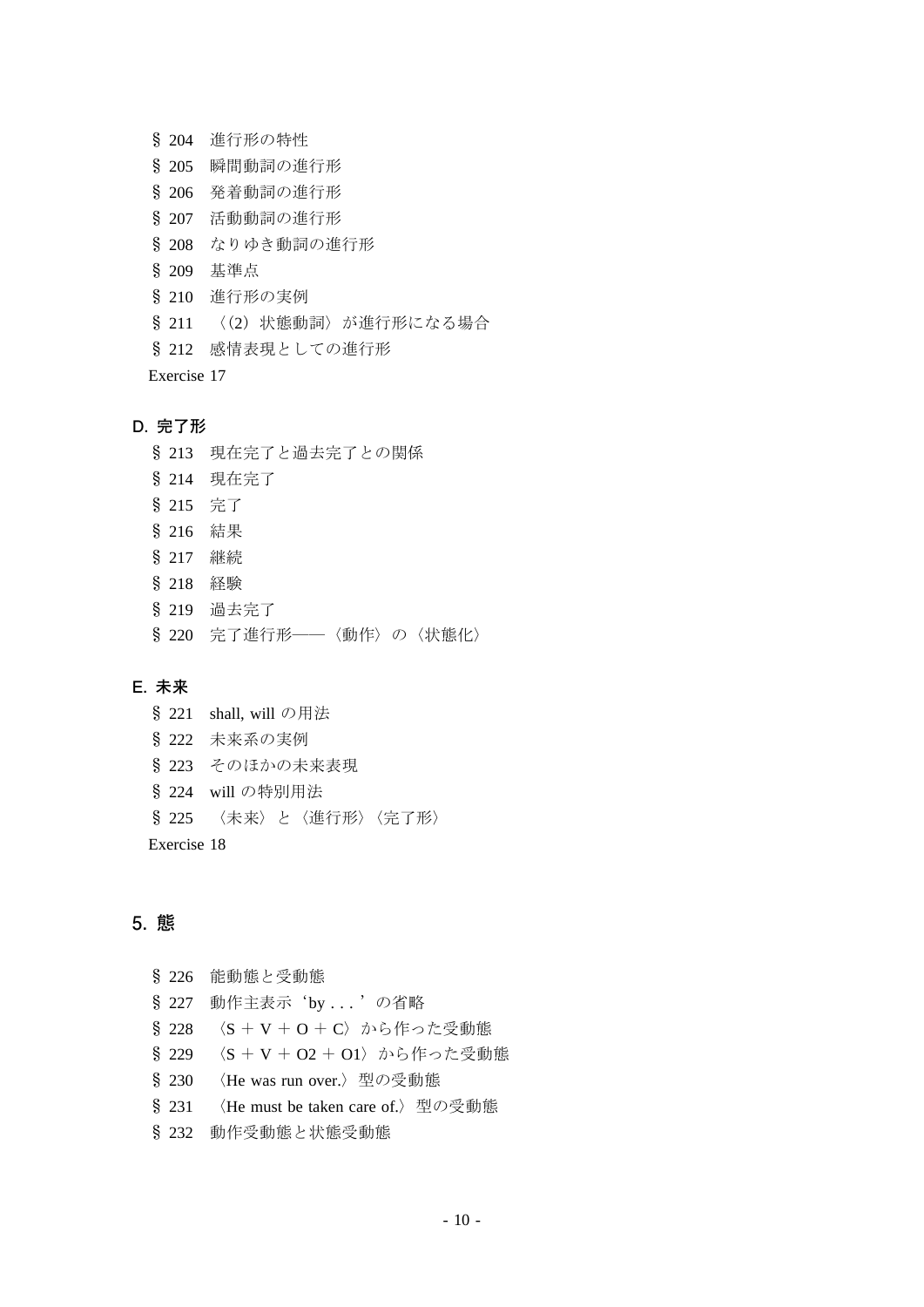§ 204　進行形の特性

§ 205　瞬間動詞の進行形

§ 206　発着動詞の進行形

§ 207　活動動詞の進行形

§ 208　なりゆき動詞の進行形

§ 209　基準点

§ 210　進行形の実例

§ 211　〈(2) 状態動詞〉が進行形になる場合

§ 212　感情表現としての進行形

Exercise 17

### D. 完了形

§ 213　現在完了と過去完了との関係

§ 214　現在完了

§ 215　完了

§ 216　結果

§ 217　継続

§ 218　経験

§ 219　過去完了

§ 220　完了進行形──〈動作〉の〈状態化〉

### E. 未来

§ 221　shall, will の用法

§ 222　未来系の実例

§ 223　そのほかの未来表現

§ 224　will の特別用法

§ 225　〈未来〉と〈進行形〉〈完了形〉

Exercise 18

## 5. 態

§ 226　能動態と受動態

§ 227　動作主表示‘by . . . ’の省略

§ 228　〈S ＋ V ＋ O ＋ C〉から作った受動態

§ 229　〈S ＋ V ＋ O2 ＋ O1〉から作った受動態

§ 230　〈He was run over.〉型の受動態

§ 231　〈He must be taken care of.〉型の受動態

§ 232　動作受動態と状態受動態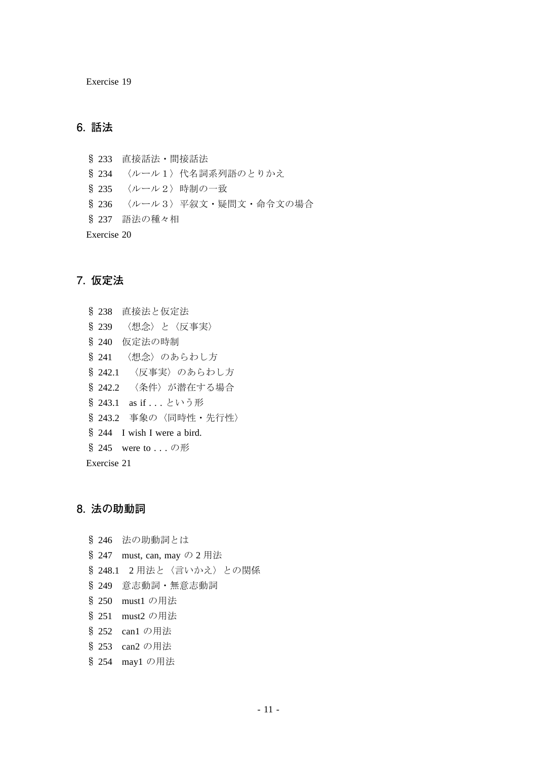Exercise 19

## 6. 話法

§ 233　直接話法・間接話法

§ 234　〈ルール 1〉代名詞系列語のとりかえ

§ 235　〈ルール 2〉時制の一致

§ 236　〈ルール 3〉平叙文・疑問文・命令文の場合

§ 237　語法の種々相

Exercise 20

## 7. 仮定法

§ 238　直接法と仮定法

§ 239　〈想念〉と〈反事実〉

§ 240　仮定法の時制

§ 241　〈想念〉のあらわし方

§ 242.1　〈反事実〉のあらわし方

§ 242.2　〈条件〉が潜在する場合

§ 243.1　as if . . . という形

§ 243.2　事象の〈同時性・先行性〉

§ 244　I wish I were a bird.

§ 245　were to . . . の形

Exercise 21

## 8. 法の助動詞

§ 246　法の助動詞とは

§ 247　must, can, may の 2 用法

§ 248.1　2 用法と〈言いかえ〉との関係

§ 249　意志動詞・無意志動詞

§ 250　must1 の用法

§ 251　must2 の用法

§ 252　can1 の用法

§ 253　can2 の用法

§ 254　may1 の用法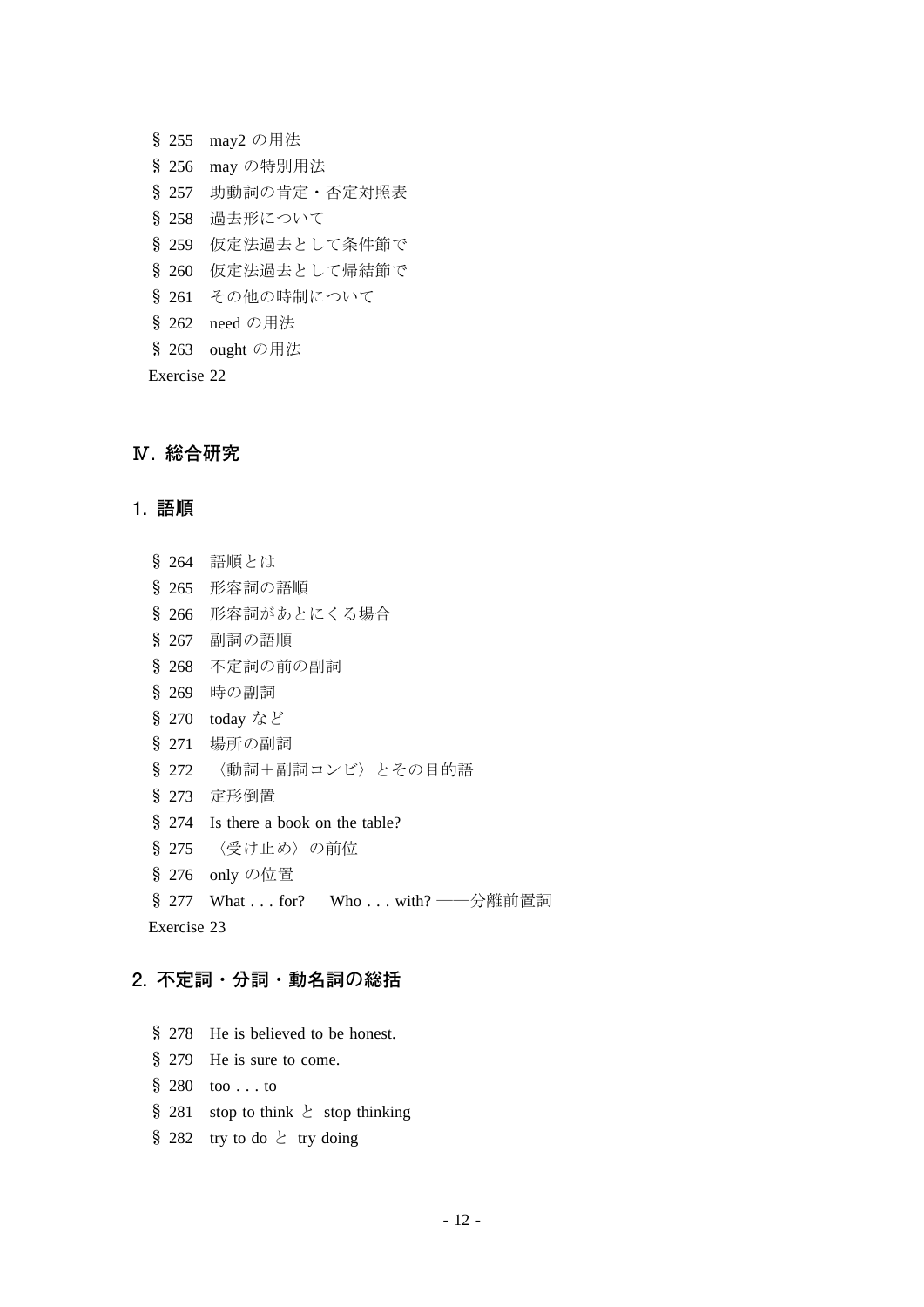§ 255　may2 の用法

§ 256　may の特別用法

§ 257　助動詞の肯定・否定対照表

§ 258　過去形について

§ 259　仮定法過去として条件節で

§ 260　仮定法過去として帰結節で

§ 261　その他の時制について

§ 262　need の用法

§ 263　ought の用法

Exercise 22

## Ⅳ. 総合研究

### 1. 語順

§ 264　語順とは

§ 265　形容詞の語順

§ 266　形容詞があとにくる場合

§ 267　副詞の語順

§ 268　不定詞の前の副詞

§ 269　時の副詞

§ 270　today など

§ 271　場所の副詞

§ 272　〈動詞＋副詞コンビ〉とその目的語

§ 273　定形倒置

§ 274　Is there a book on the table?

§ 275　〈受け止め〉の前位

§ 276　only の位置

§ 277　What . . . for?　Who . . . with? ――分離前置詞

Exercise 23

### 2. 不定詞・分詞・動名詞の総括

§ 278　He is believed to be honest.

§ 279　He is sure to come.

§ 280　too . . . to

§ 281　stop to think と stop thinking

§ 282　try to do と try doing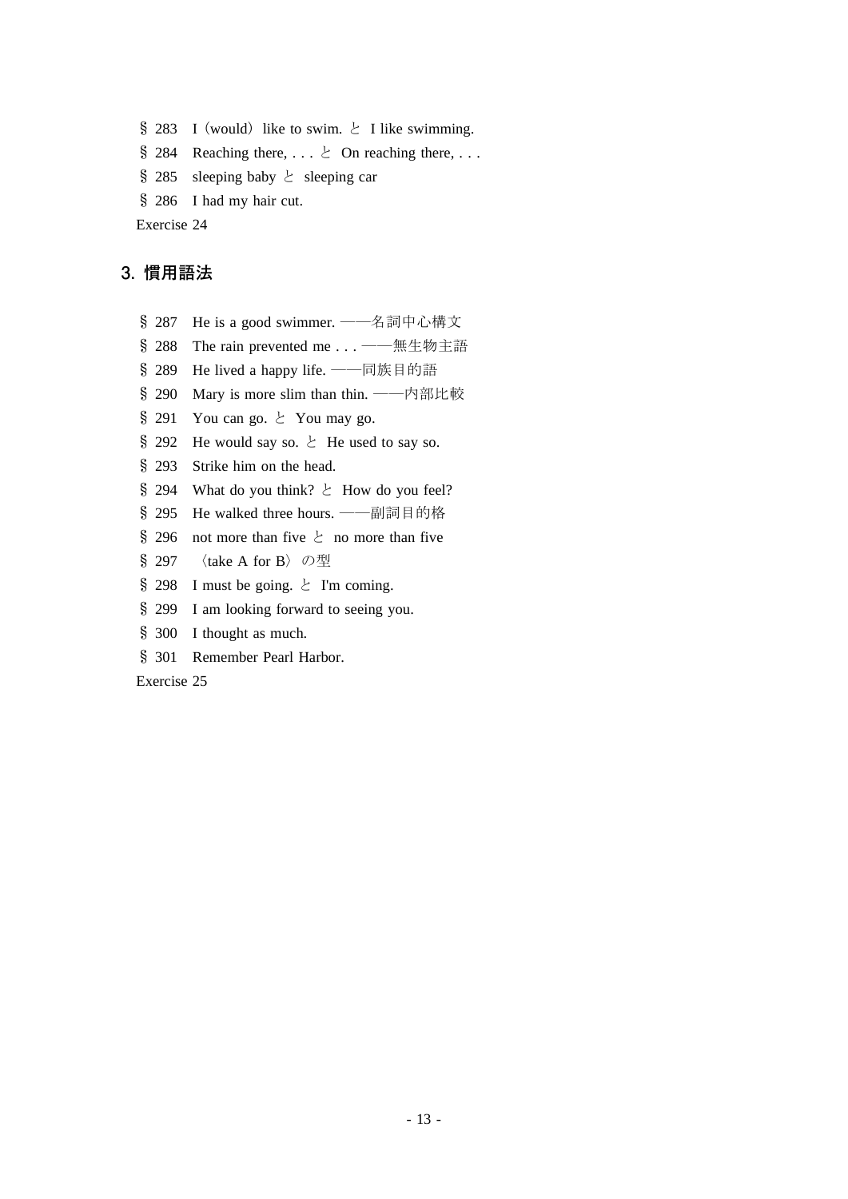§ 283　I（would）like to swim. と I like swimming.

§ 284　Reaching there, . . . と On reaching there, . . .

§ 285　sleeping baby と sleeping car

§ 286　I had my hair cut.

Exercise 24

## 3. 慣用語法

§ 287　He is a good swimmer. ――名詞中心構文

§ 288　The rain prevented me . . . ――無生物主語

§ 289　He lived a happy life. ――同族目的語

§ 290　Mary is more slim than thin. ――内部比較

§ 291　You can go. と You may go.

§ 292　He would say so. と He used to say so.

§ 293　Strike him on the head.

§ 294　What do you think? と How do you feel?

§ 295　He walked three hours. ――副詞目的格

§ 296　not more than five と no more than five

§ 297　〈take A for B〉の型

§ 298　I must be going. と I'm coming.

§ 299　I am looking forward to seeing you.

§ 300　I thought as much.

§ 301　Remember Pearl Harbor.

Exercise 25